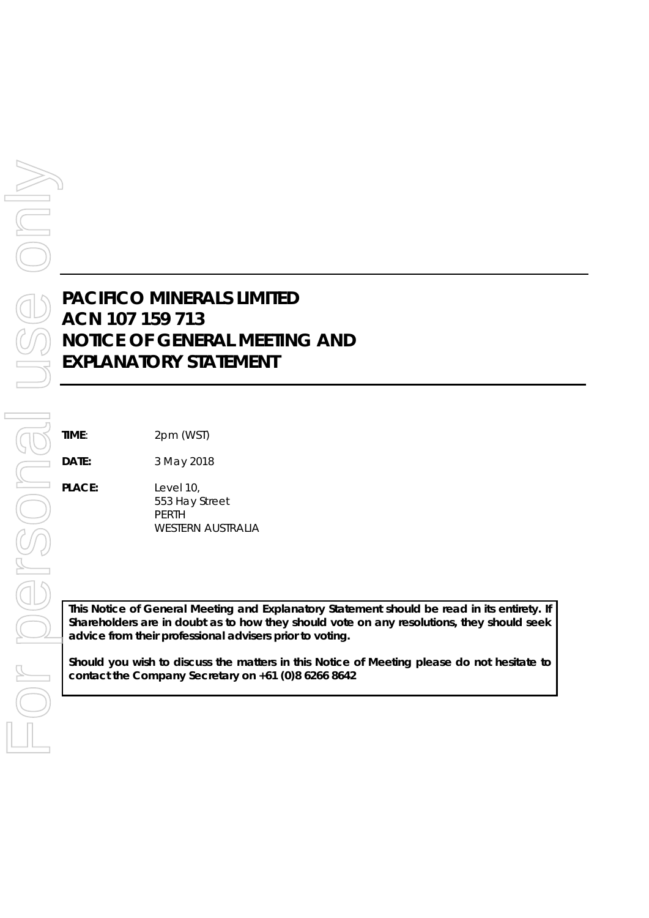# PACIFICO MINERALS LIMITED
# ACN 107 159 713
# NOTICE OF GENERAL MEETING AND EXPLANATORY STATEMENT

**TIME**: 2pm (WST)

**DATE:** 3 May 2018

**PLACE:** Level 10,
553 Hay Street
PERTH
WESTERN AUSTRALIA

**This Notice of General Meeting and Explanatory Statement should be read in its entirety. If Shareholders are in doubt as to how they should vote on any resolutions, they should seek advice from their professional advisers prior to voting.**

**Should you wish to discuss the matters in this Notice of Meeting please do not hesitate to contact the Company Secretary on +61 (0)8 6266 8642**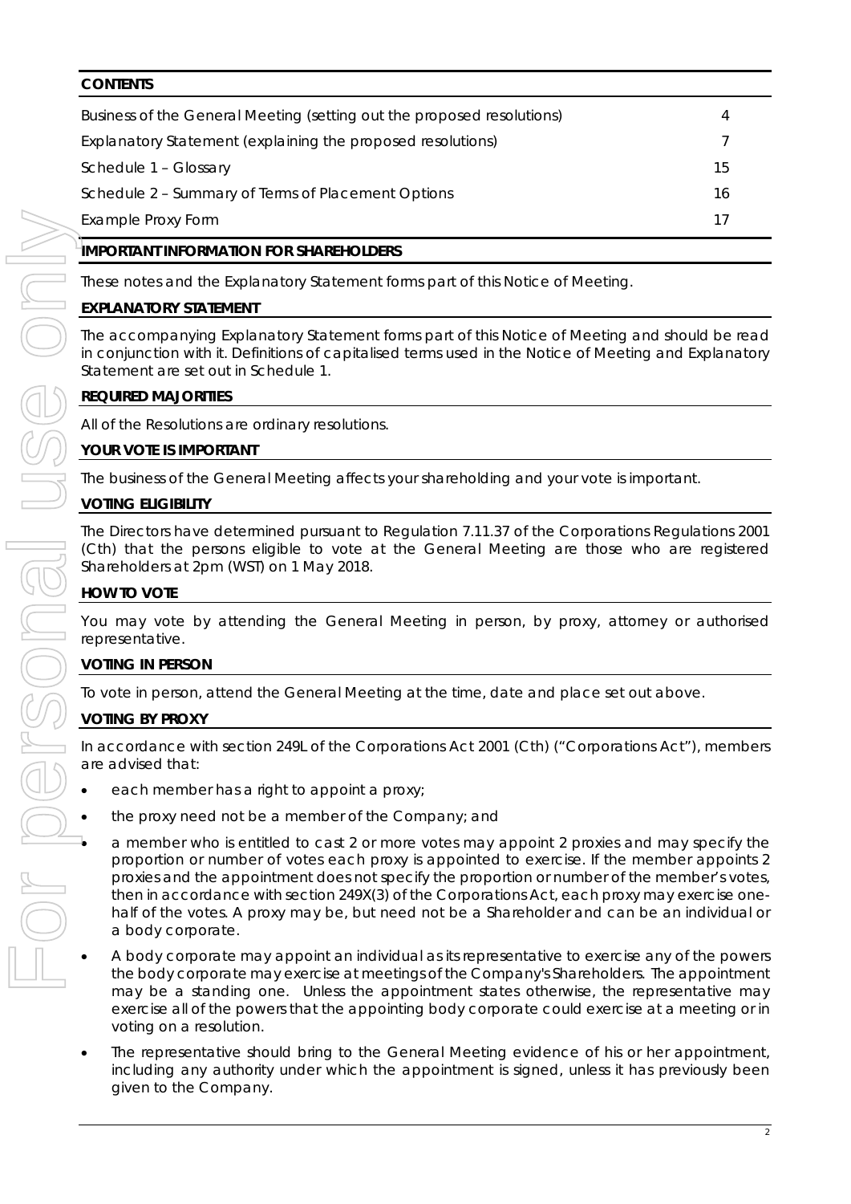**CONTENTS**

| | |
|---|---|
| Business of the General Meeting (setting out the proposed resolutions) | 4 |
| Explanatory Statement (explaining the proposed resolutions) | 7 |
| Schedule 1 – Glossary | 15 |
| Schedule 2 – Summary of Terms of Placement Options | 16 |
| Example Proxy Form | 17 |

**IMPORTANT INFORMATION FOR SHAREHOLDERS**

These notes and the Explanatory Statement forms part of this Notice of Meeting.

**EXPLANATORY STATEMENT**

The accompanying Explanatory Statement forms part of this Notice of Meeting and should be read in conjunction with it. Definitions of capitalised terms used in the Notice of Meeting and Explanatory Statement are set out in Schedule 1.

**REQUIRED MAJORITIES**

All of the Resolutions are ordinary resolutions.

**YOUR VOTE IS IMPORTANT**

The business of the General Meeting affects your shareholding and your vote is important.

**VOTING ELIGIBILITY**

The Directors have determined pursuant to Regulation 7.11.37 of the Corporations Regulations 2001 (Cth) that the persons eligible to vote at the General Meeting are those who are registered Shareholders at 2pm (WST) on 1 May 2018.

**HOW TO VOTE**

You may vote by attending the General Meeting in person, by proxy, attorney or authorised representative.

**VOTING IN PERSON**

To vote in person, attend the General Meeting at the time, date and place set out above.

**VOTING BY PROXY**

In accordance with section 249L of the Corporations Act 2001 (Cth) ("Corporations Act"), members are advised that:

- each member has a right to appoint a proxy;
- the proxy need not be a member of the Company; and
- a member who is entitled to cast 2 or more votes may appoint 2 proxies and may specify the proportion or number of votes each proxy is appointed to exercise. If the member appoints 2 proxies and the appointment does not specify the proportion or number of the member's votes, then in accordance with section 249X(3) of the Corporations Act, each proxy may exercise one-half of the votes. A proxy may be, but need not be a Shareholder and can be an individual or a body corporate.
- A body corporate may appoint an individual as its representative to exercise any of the powers the body corporate may exercise at meetings of the Company's Shareholders. The appointment may be a standing one. Unless the appointment states otherwise, the representative may exercise all of the powers that the appointing body corporate could exercise at a meeting or in voting on a resolution.
- The representative should bring to the General Meeting evidence of his or her appointment, including any authority under which the appointment is signed, unless it has previously been given to the Company.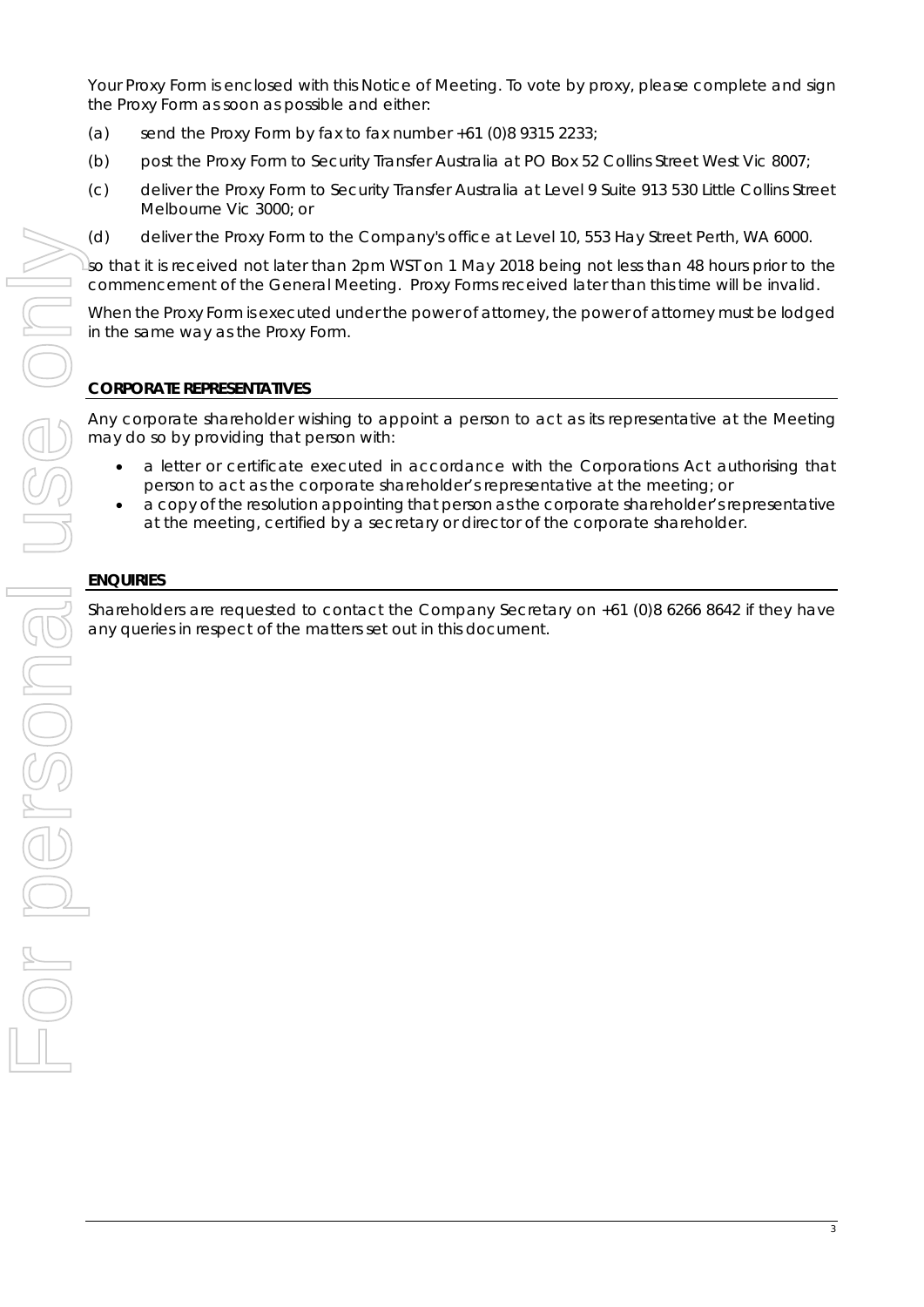Your Proxy Form is enclosed with this Notice of Meeting. To vote by proxy, please complete and sign the Proxy Form as soon as possible and either:

(a) send the Proxy Form by fax to fax number +61 (0)8 9315 2233;

(b) post the Proxy Form to Security Transfer Australia at PO Box 52 Collins Street West Vic 8007;

(c) deliver the Proxy Form to Security Transfer Australia at Level 9 Suite 913 530 Little Collins Street Melbourne Vic 3000; or

(d) deliver the Proxy Form to the Company's office at Level 10, 553 Hay Street Perth, WA 6000.

so that it is received not later than 2pm WST on 1 May 2018 being not less than 48 hours prior to the commencement of the General Meeting. Proxy Forms received later than this time will be invalid.

When the Proxy Form is executed under the power of attorney, the power of attorney must be lodged in the same way as the Proxy Form.

**CORPORATE REPRESENTATIVES**

Any corporate shareholder wishing to appoint a person to act as its representative at the Meeting may do so by providing that person with:

- a letter or certificate executed in accordance with the Corporations Act authorising that person to act as the corporate shareholder's representative at the meeting; or
- a copy of the resolution appointing that person as the corporate shareholder's representative at the meeting, certified by a secretary or director of the corporate shareholder.

**ENQUIRIES**

Shareholders are requested to contact the Company Secretary on +61 (0)8 6266 8642 if they have any queries in respect of the matters set out in this document.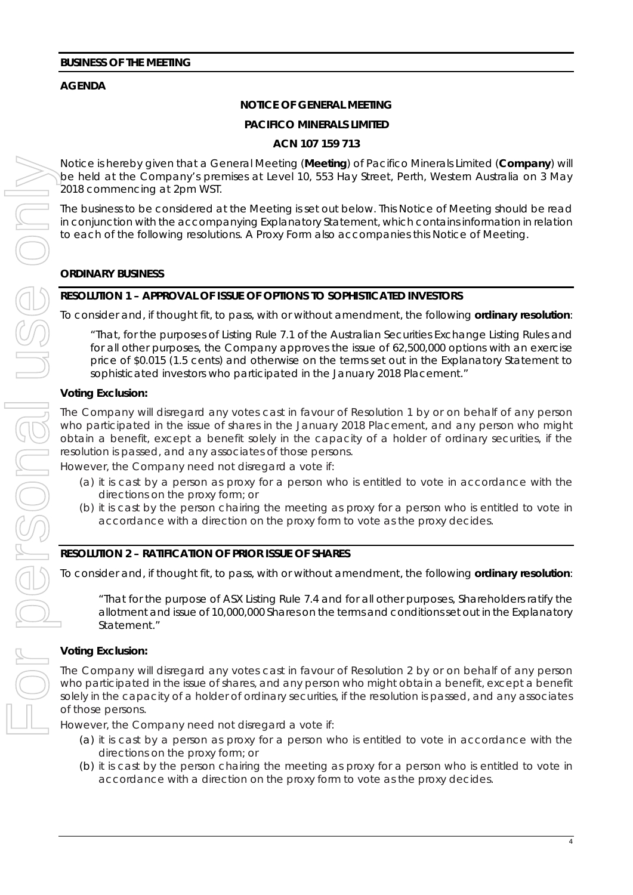## BUSINESS OF THE MEETING

### AGENDA

**NOTICE OF GENERAL MEETING**

**PACIFICO MINERALS LIMITED**

**ACN 107 159 713**

Notice is hereby given that a General Meeting (**Meeting**) of Pacifico Minerals Limited (**Company**) will be held at the Company's premises at Level 10, 553 Hay Street, Perth, Western Australia on 3 May 2018 commencing at 2pm WST.

The business to be considered at the Meeting is set out below. This Notice of Meeting should be read in conjunction with the accompanying Explanatory Statement, which contains information in relation to each of the following resolutions. A Proxy Form also accompanies this Notice of Meeting.

### ORDINARY BUSINESS

### RESOLUTION 1 – APPROVAL OF ISSUE OF OPTIONS TO SOPHISTICATED INVESTORS

To consider and, if thought fit, to pass, with or without amendment, the following **ordinary resolution**:

> "That, for the purposes of Listing Rule 7.1 of the Australian Securities Exchange Listing Rules and for all other purposes, the Company approves the issue of 62,500,000 options with an exercise price of $0.015 (1.5 cents) and otherwise on the terms set out in the Explanatory Statement to sophisticated investors who participated in the January 2018 Placement."

**Voting Exclusion:**

The Company will disregard any votes cast in favour of Resolution 1 by or on behalf of any person who participated in the issue of shares in the January 2018 Placement, and any person who might obtain a benefit, except a benefit solely in the capacity of a holder of ordinary securities, if the resolution is passed, and any associates of those persons.

However, the Company need not disregard a vote if:

(a) it is cast by a person as proxy for a person who is entitled to vote in accordance with the directions on the proxy form; or

(b) it is cast by the person chairing the meeting as proxy for a person who is entitled to vote in accordance with a direction on the proxy form to vote as the proxy decides.

### RESOLUTION 2 – RATIFICATION OF PRIOR ISSUE OF SHARES

To consider and, if thought fit, to pass, with or without amendment, the following **ordinary resolution**:

> "That for the purpose of ASX Listing Rule 7.4 and for all other purposes, Shareholders ratify the allotment and issue of 10,000,000 Shares on the terms and conditions set out in the Explanatory Statement."

**Voting Exclusion:**

The Company will disregard any votes cast in favour of Resolution 2 by or on behalf of any person who participated in the issue of shares, and any person who might obtain a benefit, except a benefit solely in the capacity of a holder of ordinary securities, if the resolution is passed, and any associates of those persons.

However, the Company need not disregard a vote if:

(a) it is cast by a person as proxy for a person who is entitled to vote in accordance with the directions on the proxy form; or

(b) it is cast by the person chairing the meeting as proxy for a person who is entitled to vote in accordance with a direction on the proxy form to vote as the proxy decides.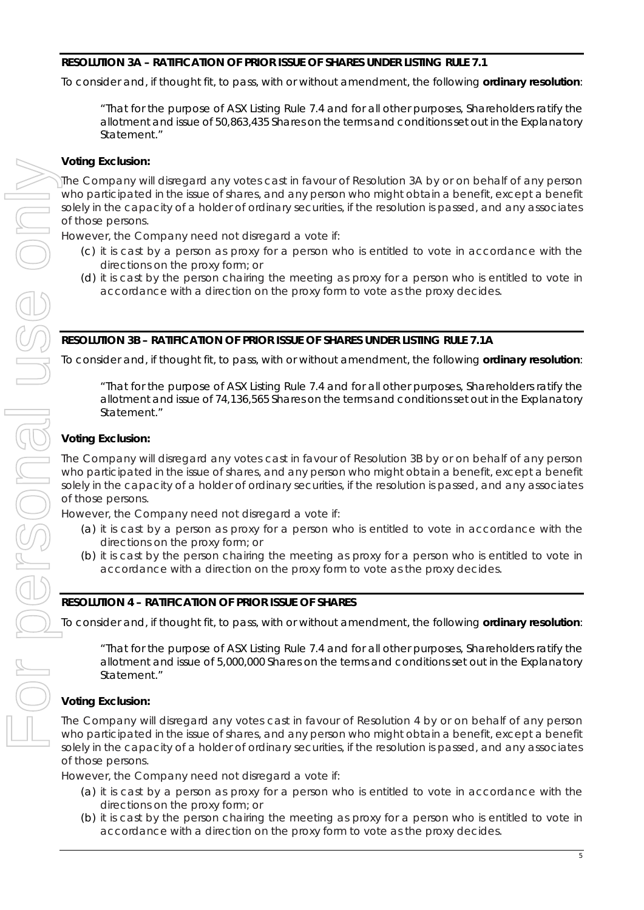## RESOLUTION 3A – RATIFICATION OF PRIOR ISSUE OF SHARES UNDER LISTING RULE 7.1

To consider and, if thought fit, to pass, with or without amendment, the following **ordinary resolution**:

> *"That for the purpose of ASX Listing Rule 7.4 and for all other purposes, Shareholders ratify the allotment and issue of 50,863,435 Shares on the terms and conditions set out in the Explanatory Statement."*

**Voting Exclusion:**

The Company will disregard any votes cast in favour of Resolution 3A by or on behalf of any person who participated in the issue of shares, and any person who might obtain a benefit, except a benefit solely in the capacity of a holder of ordinary securities, if the resolution is passed, and any associates of those persons.

However, the Company need not disregard a vote if:

(c) it is cast by a person as proxy for a person who is entitled to vote in accordance with the directions on the proxy form; or

(d) it is cast by the person chairing the meeting as proxy for a person who is entitled to vote in accordance with a direction on the proxy form to vote as the proxy decides.

## RESOLUTION 3B – RATIFICATION OF PRIOR ISSUE OF SHARES UNDER LISTING RULE 7.1A

To consider and, if thought fit, to pass, with or without amendment, the following **ordinary resolution**:

> *"That for the purpose of ASX Listing Rule 7.4 and for all other purposes, Shareholders ratify the allotment and issue of 74,136,565 Shares on the terms and conditions set out in the Explanatory Statement."*

**Voting Exclusion:**

The Company will disregard any votes cast in favour of Resolution 3B by or on behalf of any person who participated in the issue of shares, and any person who might obtain a benefit, except a benefit solely in the capacity of a holder of ordinary securities, if the resolution is passed, and any associates of those persons.

However, the Company need not disregard a vote if:

(a) it is cast by a person as proxy for a person who is entitled to vote in accordance with the directions on the proxy form; or

(b) it is cast by the person chairing the meeting as proxy for a person who is entitled to vote in accordance with a direction on the proxy form to vote as the proxy decides.

## RESOLUTION 4 – RATIFICATION OF PRIOR ISSUE OF SHARES

To consider and, if thought fit, to pass, with or without amendment, the following **ordinary resolution**:

> *"That for the purpose of ASX Listing Rule 7.4 and for all other purposes, Shareholders ratify the allotment and issue of 5,000,000 Shares on the terms and conditions set out in the Explanatory Statement."*

**Voting Exclusion:**

The Company will disregard any votes cast in favour of Resolution 4 by or on behalf of any person who participated in the issue of shares, and any person who might obtain a benefit, except a benefit solely in the capacity of a holder of ordinary securities, if the resolution is passed, and any associates of those persons.

However, the Company need not disregard a vote if:

(a) it is cast by a person as proxy for a person who is entitled to vote in accordance with the directions on the proxy form; or

(b) it is cast by the person chairing the meeting as proxy for a person who is entitled to vote in accordance with a direction on the proxy form to vote as the proxy decides.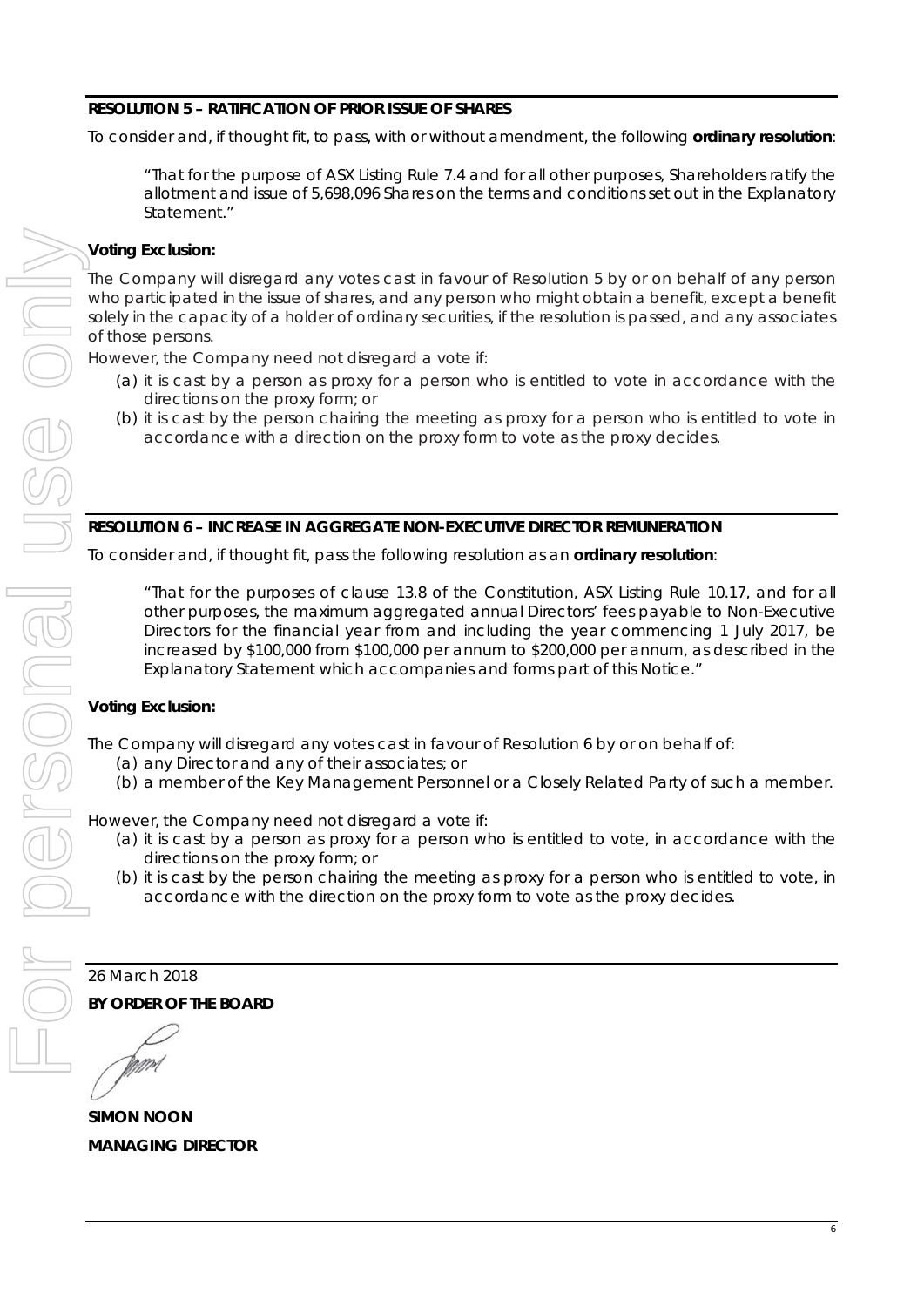## RESOLUTION 5 – RATIFICATION OF PRIOR ISSUE OF SHARES

To consider and, if thought fit, to pass, with or without amendment, the following **ordinary resolution**:

> "That for the purpose of ASX Listing Rule 7.4 and for all other purposes, Shareholders ratify the allotment and issue of 5,698,096 Shares on the terms and conditions set out in the Explanatory Statement."

**Voting Exclusion:**

The Company will disregard any votes cast in favour of Resolution 5 by or on behalf of any person who participated in the issue of shares, and any person who might obtain a benefit, except a benefit solely in the capacity of a holder of ordinary securities, if the resolution is passed, and any associates of those persons.

However, the Company need not disregard a vote if:

(a) it is cast by a person as proxy for a person who is entitled to vote in accordance with the directions on the proxy form; or

(b) it is cast by the person chairing the meeting as proxy for a person who is entitled to vote in accordance with a direction on the proxy form to vote as the proxy decides.

## RESOLUTION 6 – INCREASE IN AGGREGATE NON-EXECUTIVE DIRECTOR REMUNERATION

To consider and, if thought fit, pass the following resolution as an **ordinary resolution**:

> "That for the purposes of clause 13.8 of the Constitution, ASX Listing Rule 10.17, and for all other purposes, the maximum aggregated annual Directors' fees payable to Non-Executive Directors for the financial year from and including the year commencing 1 July 2017, be increased by $100,000 from $100,000 per annum to $200,000 per annum, as described in the Explanatory Statement which accompanies and forms part of this Notice."

**Voting Exclusion:**

The Company will disregard any votes cast in favour of Resolution 6 by or on behalf of:

(a) any Director and any of their associates; or

(b) a member of the Key Management Personnel or a Closely Related Party of such a member.

However, the Company need not disregard a vote if:

(a) it is cast by a person as proxy for a person who is entitled to vote, in accordance with the directions on the proxy form; or

(b) it is cast by the person chairing the meeting as proxy for a person who is entitled to vote, in accordance with the direction on the proxy form to vote as the proxy decides.

26 March 2018

**BY ORDER OF THE BOARD**

**SIMON NOON**

**MANAGING DIRECTOR**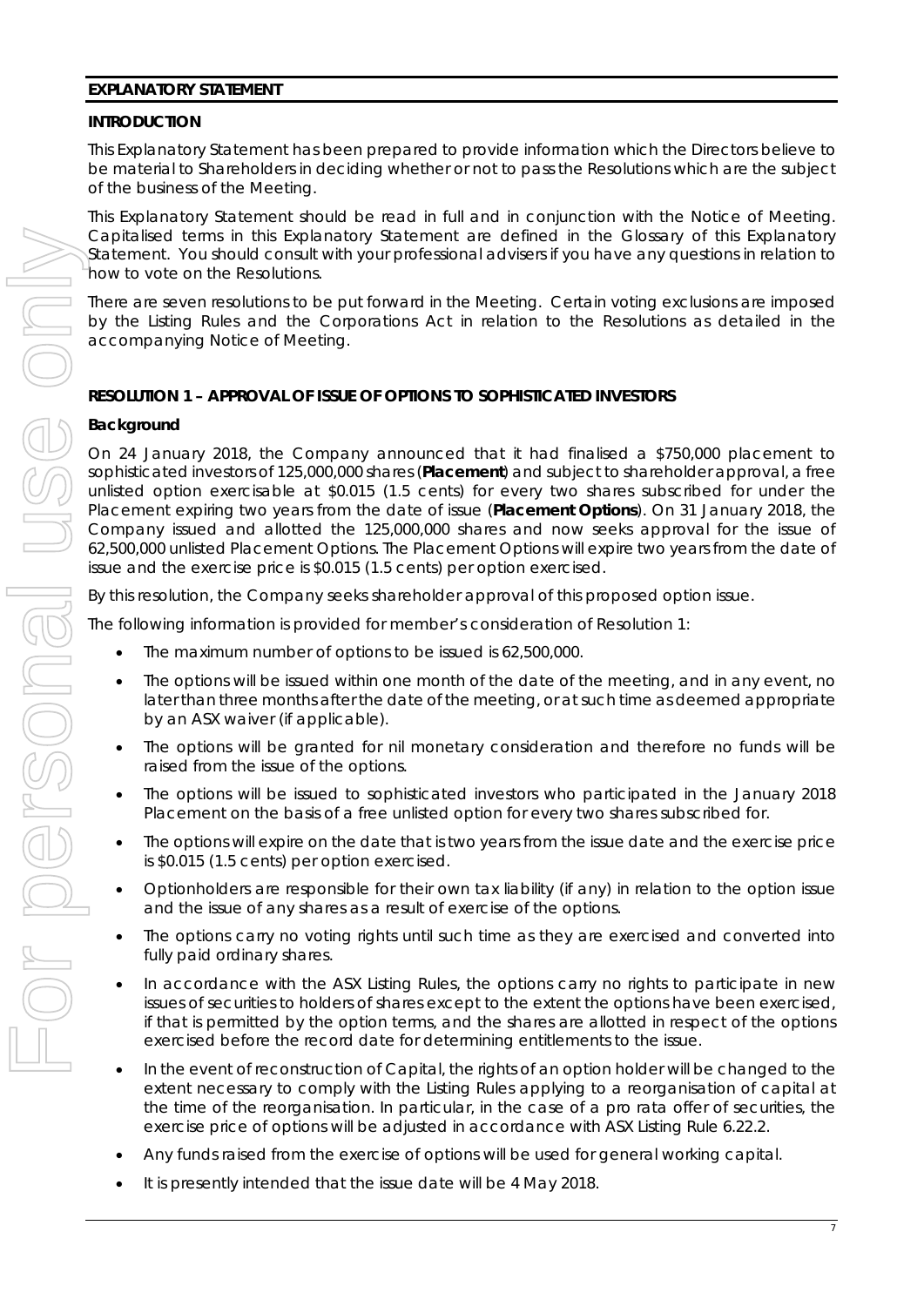## EXPLANATORY STATEMENT

### INTRODUCTION

This Explanatory Statement has been prepared to provide information which the Directors believe to be material to Shareholders in deciding whether or not to pass the Resolutions which are the subject of the business of the Meeting.

This Explanatory Statement should be read in full and in conjunction with the Notice of Meeting. Capitalised terms in this Explanatory Statement are defined in the Glossary of this Explanatory Statement. You should consult with your professional advisers if you have any questions in relation to how to vote on the Resolutions.

There are seven resolutions to be put forward in the Meeting. Certain voting exclusions are imposed by the Listing Rules and the Corporations Act in relation to the Resolutions as detailed in the accompanying Notice of Meeting.

### RESOLUTION 1 – APPROVAL OF ISSUE OF OPTIONS TO SOPHISTICATED INVESTORS

**Background**

On 24 January 2018, the Company announced that it had finalised a $750,000 placement to sophisticated investors of 125,000,000 shares (**Placement**) and subject to shareholder approval, a free unlisted option exercisable at $0.015 (1.5 cents) for every two shares subscribed for under the Placement expiring two years from the date of issue (**Placement Options**). On 31 January 2018, the Company issued and allotted the 125,000,000 shares and now seeks approval for the issue of 62,500,000 unlisted Placement Options. The Placement Options will expire two years from the date of issue and the exercise price is $0.015 (1.5 cents) per option exercised.

By this resolution, the Company seeks shareholder approval of this proposed option issue.

The following information is provided for member's consideration of Resolution 1:

- The maximum number of options to be issued is 62,500,000.
- The options will be issued within one month of the date of the meeting, and in any event, no later than three months after the date of the meeting, or at such time as deemed appropriate by an ASX waiver (if applicable).
- The options will be granted for nil monetary consideration and therefore no funds will be raised from the issue of the options.
- The options will be issued to sophisticated investors who participated in the January 2018 Placement on the basis of a free unlisted option for every two shares subscribed for.
- The options will expire on the date that is two years from the issue date and the exercise price is $0.015 (1.5 cents) per option exercised.
- Optionholders are responsible for their own tax liability (if any) in relation to the option issue and the issue of any shares as a result of exercise of the options.
- The options carry no voting rights until such time as they are exercised and converted into fully paid ordinary shares.
- In accordance with the ASX Listing Rules, the options carry no rights to participate in new issues of securities to holders of shares except to the extent the options have been exercised, if that is permitted by the option terms, and the shares are allotted in respect of the options exercised before the record date for determining entitlements to the issue.
- In the event of reconstruction of Capital, the rights of an option holder will be changed to the extent necessary to comply with the Listing Rules applying to a reorganisation of capital at the time of the reorganisation. In particular, in the case of a pro rata offer of securities, the exercise price of options will be adjusted in accordance with ASX Listing Rule 6.22.2.
- Any funds raised from the exercise of options will be used for general working capital.
- It is presently intended that the issue date will be 4 May 2018.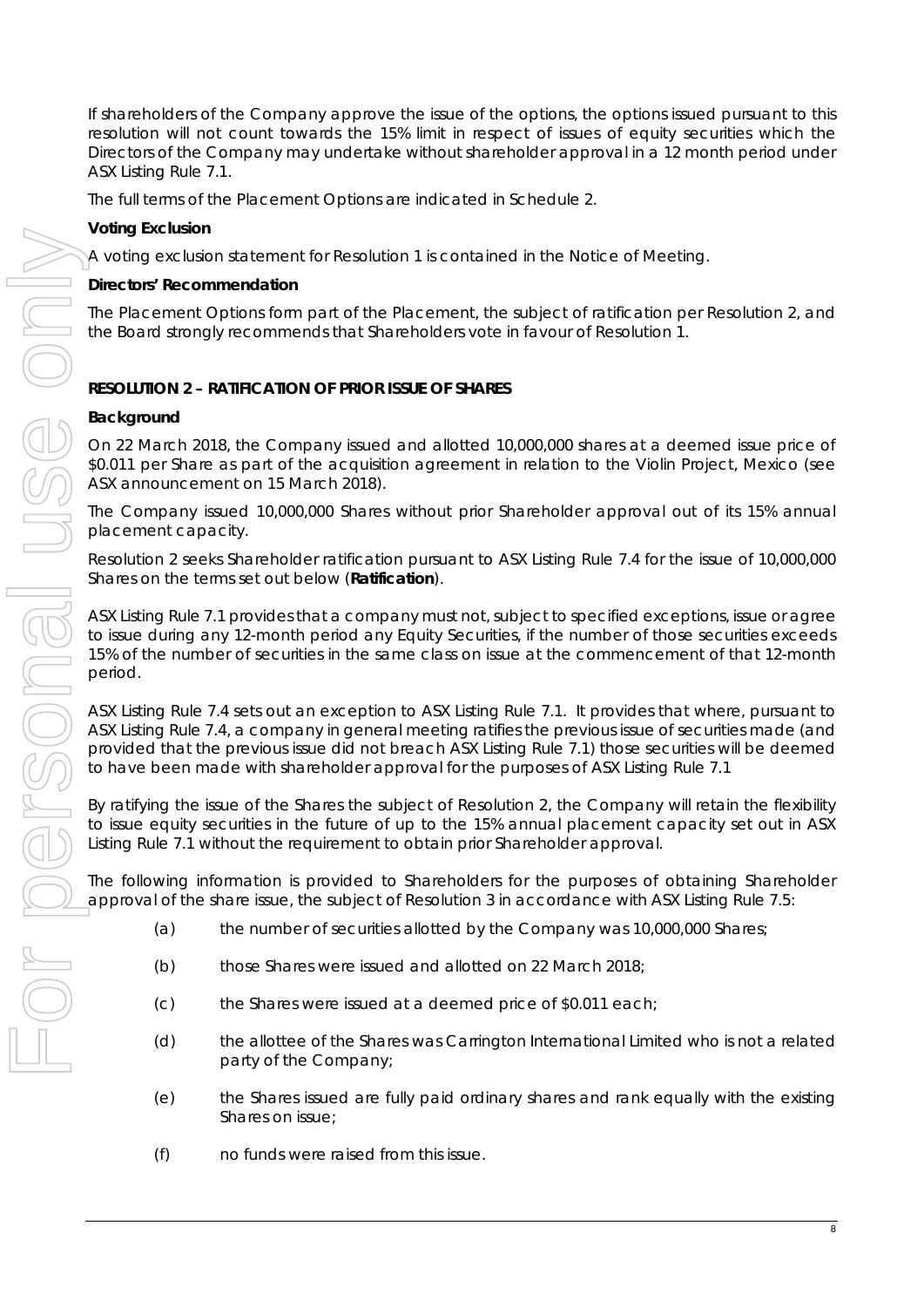If shareholders of the Company approve the issue of the options, the options issued pursuant to this resolution will not count towards the 15% limit in respect of issues of equity securities which the Directors of the Company may undertake without shareholder approval in a 12 month period under ASX Listing Rule 7.1.

The full terms of the Placement Options are indicated in Schedule 2.

**Voting Exclusion**

A voting exclusion statement for Resolution 1 is contained in the Notice of Meeting.

**Directors' Recommendation**

The Placement Options form part of the Placement, the subject of ratification per Resolution 2, and the Board strongly recommends that Shareholders vote in favour of Resolution 1.

## RESOLUTION 2 – RATIFICATION OF PRIOR ISSUE OF SHARES

**Background**

On 22 March 2018, the Company issued and allotted 10,000,000 shares at a deemed issue price of $0.011 per Share as part of the acquisition agreement in relation to the Violin Project, Mexico (see ASX announcement on 15 March 2018).

The Company issued 10,000,000 Shares without prior Shareholder approval out of its 15% annual placement capacity.

Resolution 2 seeks Shareholder ratification pursuant to ASX Listing Rule 7.4 for the issue of 10,000,000 Shares on the terms set out below (**Ratification**).

ASX Listing Rule 7.1 provides that a company must not, subject to specified exceptions, issue or agree to issue during any 12-month period any Equity Securities, if the number of those securities exceeds 15% of the number of securities in the same class on issue at the commencement of that 12-month period.

ASX Listing Rule 7.4 sets out an exception to ASX Listing Rule 7.1. It provides that where, pursuant to ASX Listing Rule 7.4, a company in general meeting ratifies the previous issue of securities made (and provided that the previous issue did not breach ASX Listing Rule 7.1) those securities will be deemed to have been made with shareholder approval for the purposes of ASX Listing Rule 7.1

By ratifying the issue of the Shares the subject of Resolution 2, the Company will retain the flexibility to issue equity securities in the future of up to the 15% annual placement capacity set out in ASX Listing Rule 7.1 without the requirement to obtain prior Shareholder approval.

The following information is provided to Shareholders for the purposes of obtaining Shareholder approval of the share issue, the subject of Resolution 3 in accordance with ASX Listing Rule 7.5:

(a) the number of securities allotted by the Company was 10,000,000 Shares;

(b) those Shares were issued and allotted on 22 March 2018;

(c) the Shares were issued at a deemed price of $0.011 each;

(d) the allottee of the Shares was Carrington International Limited who is not a related party of the Company;

(e) the Shares issued are fully paid ordinary shares and rank equally with the existing Shares on issue;

(f) no funds were raised from this issue.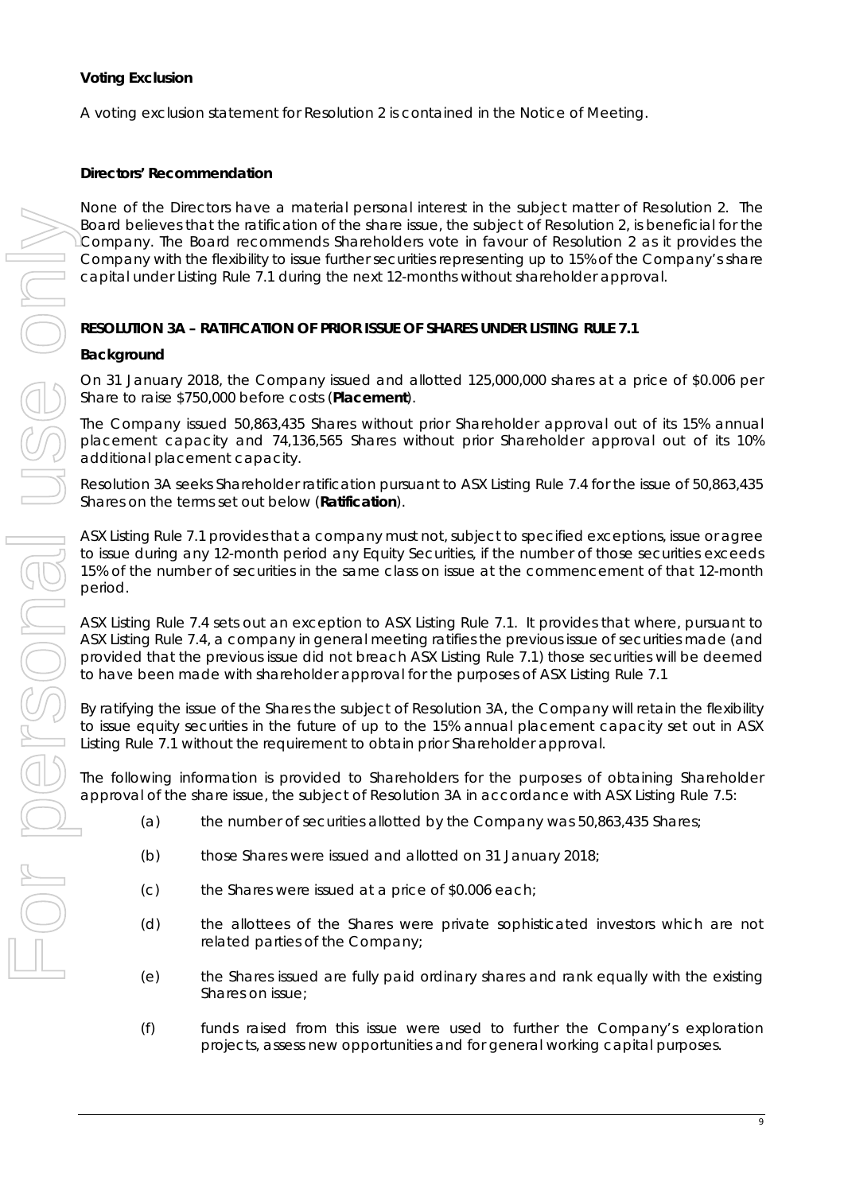**Voting Exclusion**

A voting exclusion statement for Resolution 2 is contained in the Notice of Meeting.

**Directors' Recommendation**

None of the Directors have a material personal interest in the subject matter of Resolution 2. The Board believes that the ratification of the share issue, the subject of Resolution 2, is beneficial for the Company. The Board recommends Shareholders vote in favour of Resolution 2 as it provides the Company with the flexibility to issue further securities representing up to 15% of the Company's share capital under Listing Rule 7.1 during the next 12-months without shareholder approval.

**RESOLUTION 3A – RATIFICATION OF PRIOR ISSUE OF SHARES UNDER LISTING RULE 7.1**

**Background**

On 31 January 2018, the Company issued and allotted 125,000,000 shares at a price of $0.006 per Share to raise $750,000 before costs (**Placement**).

The Company issued 50,863,435 Shares without prior Shareholder approval out of its 15% annual placement capacity and 74,136,565 Shares without prior Shareholder approval out of its 10% additional placement capacity.

Resolution 3A seeks Shareholder ratification pursuant to ASX Listing Rule 7.4 for the issue of 50,863,435 Shares on the terms set out below (**Ratification**).

ASX Listing Rule 7.1 provides that a company must not, subject to specified exceptions, issue or agree to issue during any 12-month period any Equity Securities, if the number of those securities exceeds 15% of the number of securities in the same class on issue at the commencement of that 12-month period.

ASX Listing Rule 7.4 sets out an exception to ASX Listing Rule 7.1. It provides that where, pursuant to ASX Listing Rule 7.4, a company in general meeting ratifies the previous issue of securities made (and provided that the previous issue did not breach ASX Listing Rule 7.1) those securities will be deemed to have been made with shareholder approval for the purposes of ASX Listing Rule 7.1

By ratifying the issue of the Shares the subject of Resolution 3A, the Company will retain the flexibility to issue equity securities in the future of up to the 15% annual placement capacity set out in ASX Listing Rule 7.1 without the requirement to obtain prior Shareholder approval.

The following information is provided to Shareholders for the purposes of obtaining Shareholder approval of the share issue, the subject of Resolution 3A in accordance with ASX Listing Rule 7.5:

(a) the number of securities allotted by the Company was 50,863,435 Shares;

(b) those Shares were issued and allotted on 31 January 2018;

(c) the Shares were issued at a price of $0.006 each;

(d) the allottees of the Shares were private sophisticated investors which are not related parties of the Company;

(e) the Shares issued are fully paid ordinary shares and rank equally with the existing Shares on issue;

(f) funds raised from this issue were used to further the Company's exploration projects, assess new opportunities and for general working capital purposes.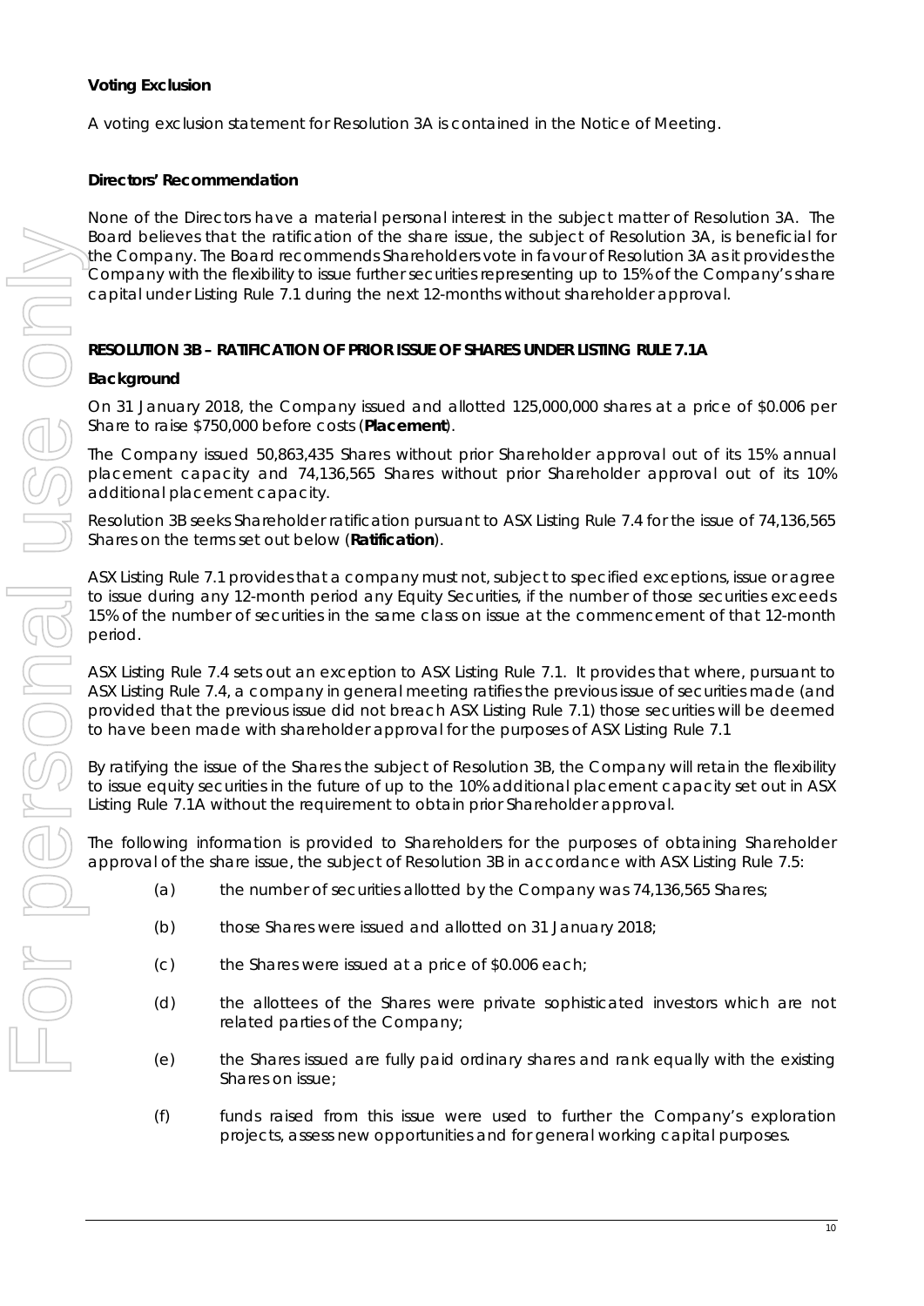**Voting Exclusion**

A voting exclusion statement for Resolution 3A is contained in the Notice of Meeting.

**Directors' Recommendation**

None of the Directors have a material personal interest in the subject matter of Resolution 3A. The Board believes that the ratification of the share issue, the subject of Resolution 3A, is beneficial for the Company. The Board recommends Shareholders vote in favour of Resolution 3A as it provides the Company with the flexibility to issue further securities representing up to 15% of the Company's share capital under Listing Rule 7.1 during the next 12-months without shareholder approval.

**RESOLUTION 3B – RATIFICATION OF PRIOR ISSUE OF SHARES UNDER LISTING RULE 7.1A**

**Background**

On 31 January 2018, the Company issued and allotted 125,000,000 shares at a price of $0.006 per Share to raise $750,000 before costs (**Placement**).

The Company issued 50,863,435 Shares without prior Shareholder approval out of its 15% annual placement capacity and 74,136,565 Shares without prior Shareholder approval out of its 10% additional placement capacity.

Resolution 3B seeks Shareholder ratification pursuant to ASX Listing Rule 7.4 for the issue of 74,136,565 Shares on the terms set out below (**Ratification**).

ASX Listing Rule 7.1 provides that a company must not, subject to specified exceptions, issue or agree to issue during any 12-month period any Equity Securities, if the number of those securities exceeds 15% of the number of securities in the same class on issue at the commencement of that 12-month period.

ASX Listing Rule 7.4 sets out an exception to ASX Listing Rule 7.1. It provides that where, pursuant to ASX Listing Rule 7.4, a company in general meeting ratifies the previous issue of securities made (and provided that the previous issue did not breach ASX Listing Rule 7.1) those securities will be deemed to have been made with shareholder approval for the purposes of ASX Listing Rule 7.1

By ratifying the issue of the Shares the subject of Resolution 3B, the Company will retain the flexibility to issue equity securities in the future of up to the 10% additional placement capacity set out in ASX Listing Rule 7.1A without the requirement to obtain prior Shareholder approval.

The following information is provided to Shareholders for the purposes of obtaining Shareholder approval of the share issue, the subject of Resolution 3B in accordance with ASX Listing Rule 7.5:

(a) the number of securities allotted by the Company was 74,136,565 Shares;

(b) those Shares were issued and allotted on 31 January 2018;

(c) the Shares were issued at a price of $0.006 each;

(d) the allottees of the Shares were private sophisticated investors which are not related parties of the Company;

(e) the Shares issued are fully paid ordinary shares and rank equally with the existing Shares on issue;

(f) funds raised from this issue were used to further the Company's exploration projects, assess new opportunities and for general working capital purposes.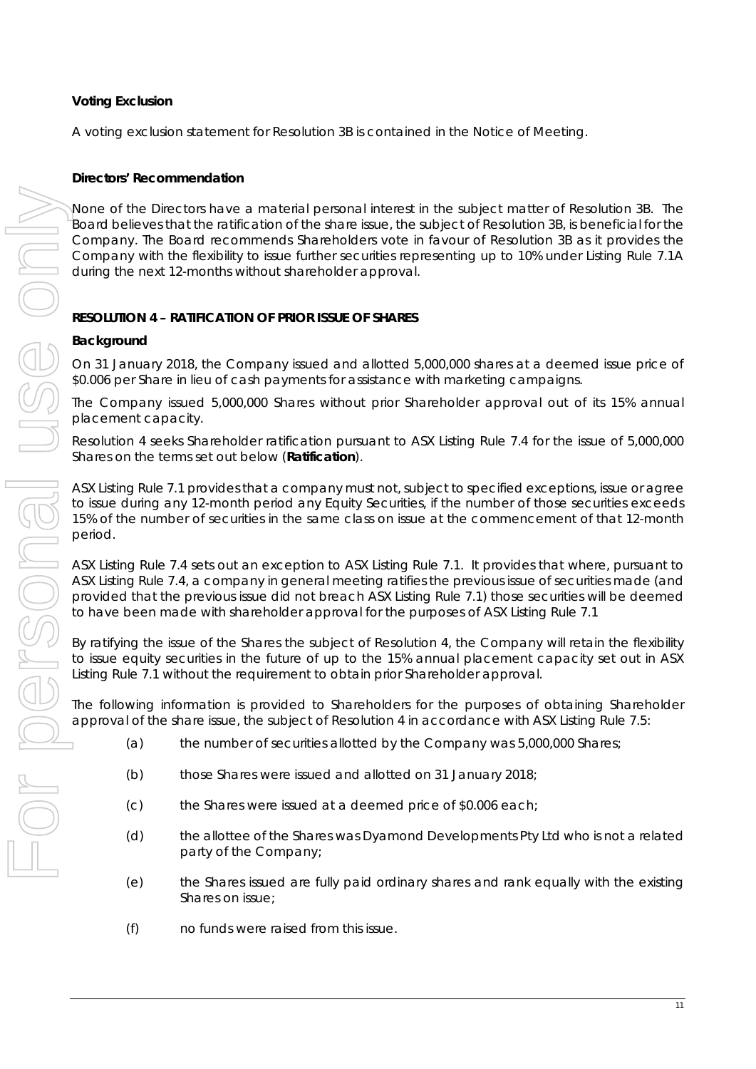**Voting Exclusion**

A voting exclusion statement for Resolution 3B is contained in the Notice of Meeting.

**Directors' Recommendation**

None of the Directors have a material personal interest in the subject matter of Resolution 3B. The Board believes that the ratification of the share issue, the subject of Resolution 3B, is beneficial for the Company. The Board recommends Shareholders vote in favour of Resolution 3B as it provides the Company with the flexibility to issue further securities representing up to 10% under Listing Rule 7.1A during the next 12-months without shareholder approval.

## RESOLUTION 4 – RATIFICATION OF PRIOR ISSUE OF SHARES

**Background**

On 31 January 2018, the Company issued and allotted 5,000,000 shares at a deemed issue price of $0.006 per Share in lieu of cash payments for assistance with marketing campaigns.

The Company issued 5,000,000 Shares without prior Shareholder approval out of its 15% annual placement capacity.

Resolution 4 seeks Shareholder ratification pursuant to ASX Listing Rule 7.4 for the issue of 5,000,000 Shares on the terms set out below (**Ratification**).

ASX Listing Rule 7.1 provides that a company must not, subject to specified exceptions, issue or agree to issue during any 12-month period any Equity Securities, if the number of those securities exceeds 15% of the number of securities in the same class on issue at the commencement of that 12-month period.

ASX Listing Rule 7.4 sets out an exception to ASX Listing Rule 7.1. It provides that where, pursuant to ASX Listing Rule 7.4, a company in general meeting ratifies the previous issue of securities made (and provided that the previous issue did not breach ASX Listing Rule 7.1) those securities will be deemed to have been made with shareholder approval for the purposes of ASX Listing Rule 7.1

By ratifying the issue of the Shares the subject of Resolution 4, the Company will retain the flexibility to issue equity securities in the future of up to the 15% annual placement capacity set out in ASX Listing Rule 7.1 without the requirement to obtain prior Shareholder approval.

The following information is provided to Shareholders for the purposes of obtaining Shareholder approval of the share issue, the subject of Resolution 4 in accordance with ASX Listing Rule 7.5:

(a) the number of securities allotted by the Company was 5,000,000 Shares;

(b) those Shares were issued and allotted on 31 January 2018;

(c) the Shares were issued at a deemed price of $0.006 each;

(d) the allottee of the Shares was Dyamond Developments Pty Ltd who is not a related party of the Company;

(e) the Shares issued are fully paid ordinary shares and rank equally with the existing Shares on issue;

(f) no funds were raised from this issue.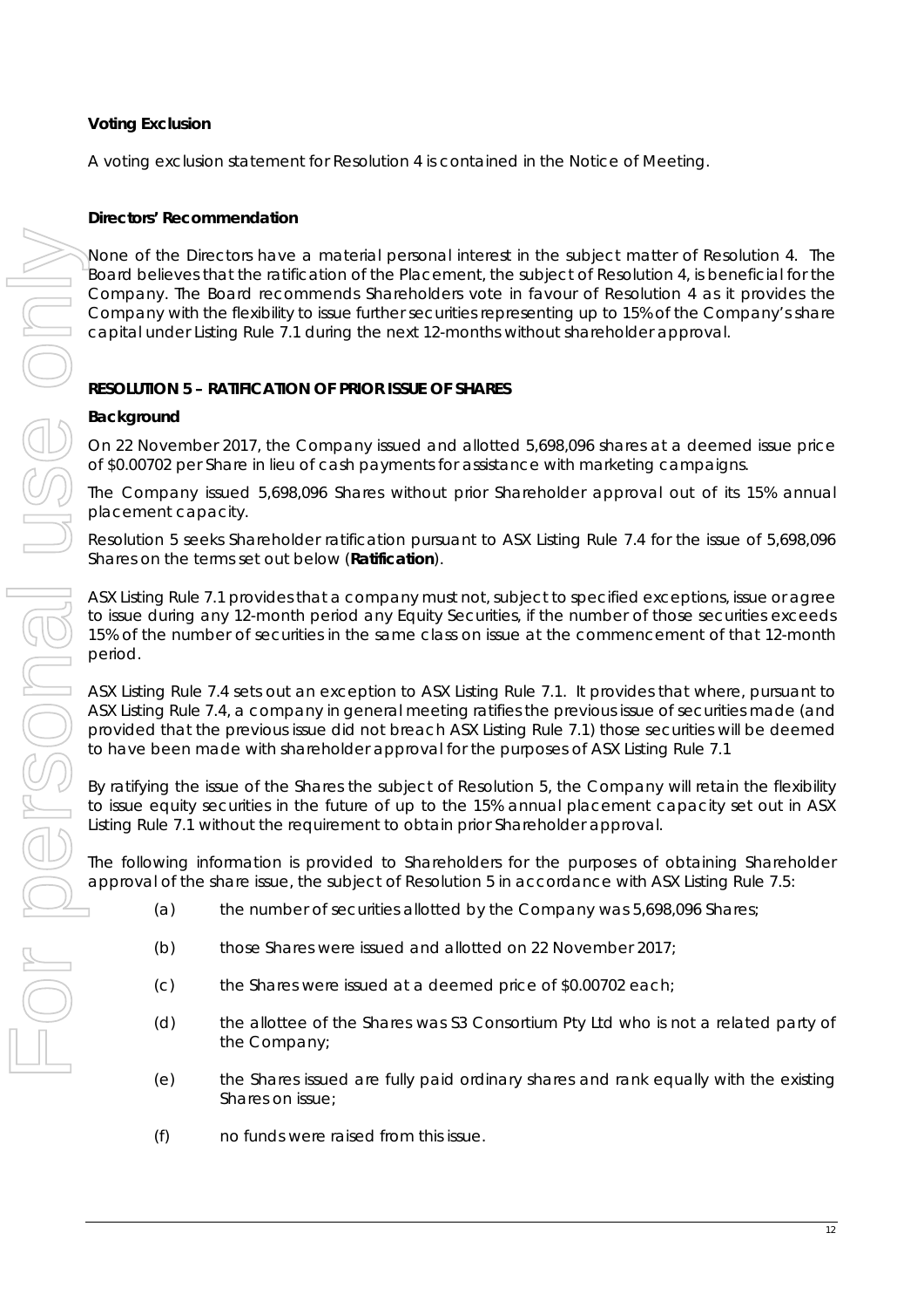**Voting Exclusion**

A voting exclusion statement for Resolution 4 is contained in the Notice of Meeting.

**Directors' Recommendation**

None of the Directors have a material personal interest in the subject matter of Resolution 4. The Board believes that the ratification of the Placement, the subject of Resolution 4, is beneficial for the Company. The Board recommends Shareholders vote in favour of Resolution 4 as it provides the Company with the flexibility to issue further securities representing up to 15% of the Company's share capital under Listing Rule 7.1 during the next 12-months without shareholder approval.

**RESOLUTION 5 – RATIFICATION OF PRIOR ISSUE OF SHARES**

**Background**

On 22 November 2017, the Company issued and allotted 5,698,096 shares at a deemed issue price of $0.00702 per Share in lieu of cash payments for assistance with marketing campaigns.

The Company issued 5,698,096 Shares without prior Shareholder approval out of its 15% annual placement capacity.

Resolution 5 seeks Shareholder ratification pursuant to ASX Listing Rule 7.4 for the issue of 5,698,096 Shares on the terms set out below (**Ratification**).

ASX Listing Rule 7.1 provides that a company must not, subject to specified exceptions, issue or agree to issue during any 12-month period any Equity Securities, if the number of those securities exceeds 15% of the number of securities in the same class on issue at the commencement of that 12-month period.

ASX Listing Rule 7.4 sets out an exception to ASX Listing Rule 7.1. It provides that where, pursuant to ASX Listing Rule 7.4, a company in general meeting ratifies the previous issue of securities made (and provided that the previous issue did not breach ASX Listing Rule 7.1) those securities will be deemed to have been made with shareholder approval for the purposes of ASX Listing Rule 7.1

By ratifying the issue of the Shares the subject of Resolution 5, the Company will retain the flexibility to issue equity securities in the future of up to the 15% annual placement capacity set out in ASX Listing Rule 7.1 without the requirement to obtain prior Shareholder approval.

The following information is provided to Shareholders for the purposes of obtaining Shareholder approval of the share issue, the subject of Resolution 5 in accordance with ASX Listing Rule 7.5:

(a) the number of securities allotted by the Company was 5,698,096 Shares;

(b) those Shares were issued and allotted on 22 November 2017;

(c) the Shares were issued at a deemed price of $0.00702 each;

(d) the allottee of the Shares was S3 Consortium Pty Ltd who is not a related party of the Company;

(e) the Shares issued are fully paid ordinary shares and rank equally with the existing Shares on issue;

(f) no funds were raised from this issue.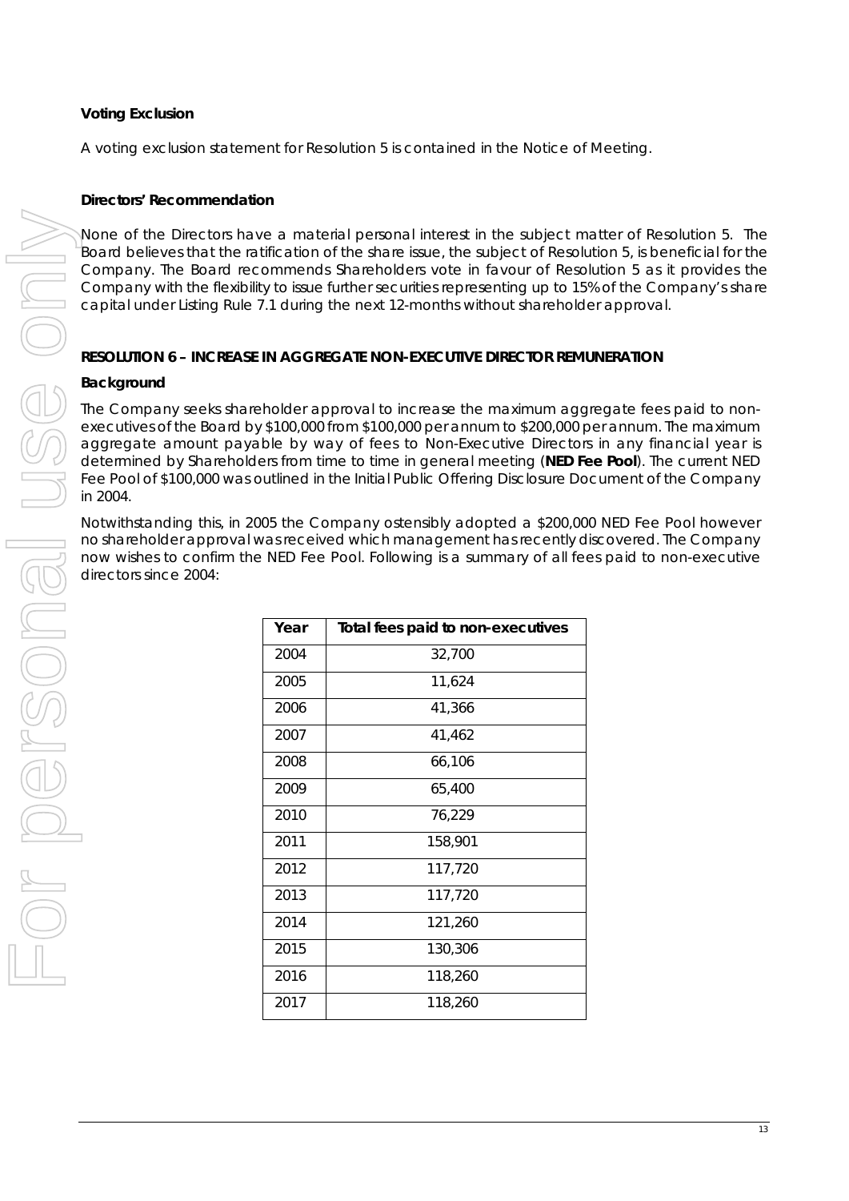**Voting Exclusion**

A voting exclusion statement for Resolution 5 is contained in the Notice of Meeting.

**Directors' Recommendation**

None of the Directors have a material personal interest in the subject matter of Resolution 5. The Board believes that the ratification of the share issue, the subject of Resolution 5, is beneficial for the Company. The Board recommends Shareholders vote in favour of Resolution 5 as it provides the Company with the flexibility to issue further securities representing up to 15% of the Company's share capital under Listing Rule 7.1 during the next 12-months without shareholder approval.

**RESOLUTION 6 – INCREASE IN AGGREGATE NON-EXECUTIVE DIRECTOR REMUNERATION**

**Background**

The Company seeks shareholder approval to increase the maximum aggregate fees paid to non-executives of the Board by $100,000 from $100,000 per annum to $200,000 per annum. The maximum aggregate amount payable by way of fees to Non-Executive Directors in any financial year is determined by Shareholders from time to time in general meeting (**NED Fee Pool**). The current NED Fee Pool of $100,000 was outlined in the Initial Public Offering Disclosure Document of the Company in 2004.

Notwithstanding this, in 2005 the Company ostensibly adopted a $200,000 NED Fee Pool however no shareholder approval was received which management has recently discovered. The Company now wishes to confirm the NED Fee Pool. Following is a summary of all fees paid to non-executive directors since 2004:

| Year | Total fees paid to non-executives |
|---|---|
| 2004 | 32,700 |
| 2005 | 11,624 |
| 2006 | 41,366 |
| 2007 | 41,462 |
| 2008 | 66,106 |
| 2009 | 65,400 |
| 2010 | 76,229 |
| 2011 | 158,901 |
| 2012 | 117,720 |
| 2013 | 117,720 |
| 2014 | 121,260 |
| 2015 | 130,306 |
| 2016 | 118,260 |
| 2017 | 118,260 |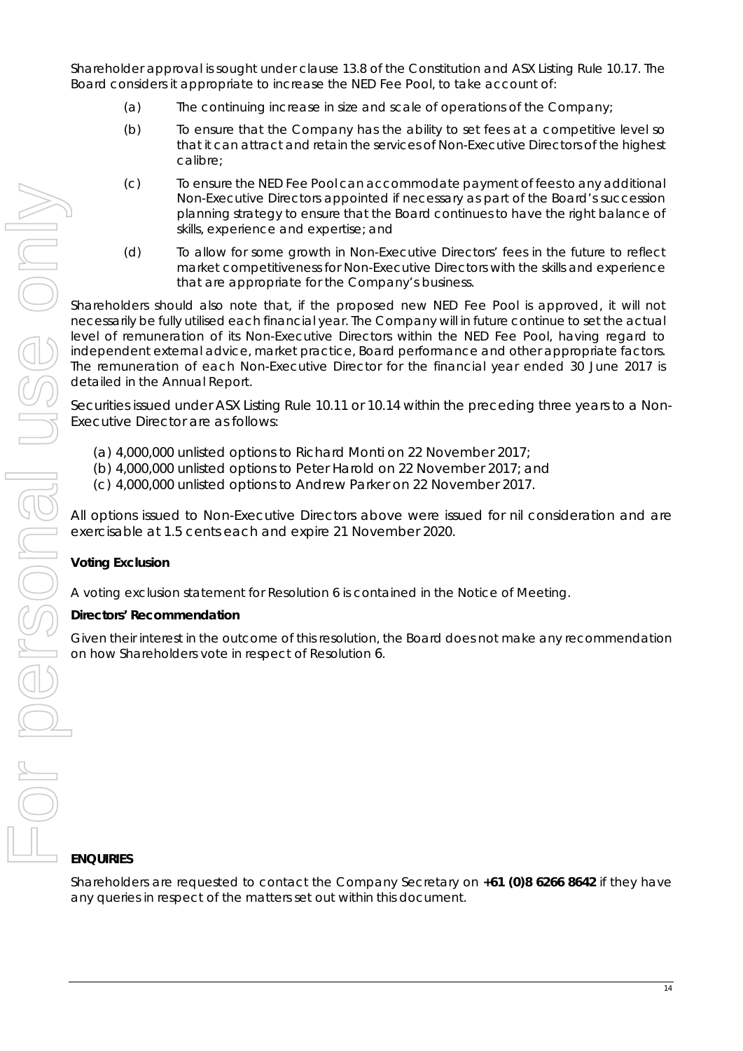Shareholder approval is sought under clause 13.8 of the Constitution and ASX Listing Rule 10.17. The Board considers it appropriate to increase the NED Fee Pool, to take account of:

(a) The continuing increase in size and scale of operations of the Company;

(b) To ensure that the Company has the ability to set fees at a competitive level so that it can attract and retain the services of Non-Executive Directors of the highest calibre;

(c) To ensure the NED Fee Pool can accommodate payment of fees to any additional Non-Executive Directors appointed if necessary as part of the Board's succession planning strategy to ensure that the Board continues to have the right balance of skills, experience and expertise; and

(d) To allow for some growth in Non-Executive Directors' fees in the future to reflect market competitiveness for Non-Executive Directors with the skills and experience that are appropriate for the Company's business.

Shareholders should also note that, if the proposed new NED Fee Pool is approved, it will not necessarily be fully utilised each financial year. The Company will in future continue to set the actual level of remuneration of its Non-Executive Directors within the NED Fee Pool, having regard to independent external advice, market practice, Board performance and other appropriate factors. The remuneration of each Non-Executive Director for the financial year ended 30 June 2017 is detailed in the Annual Report.

Securities issued under ASX Listing Rule 10.11 or 10.14 within the preceding three years to a Non-Executive Director are as follows:

(a) 4,000,000 unlisted options to Richard Monti on 22 November 2017;
(b) 4,000,000 unlisted options to Peter Harold on 22 November 2017; and
(c) 4,000,000 unlisted options to Andrew Parker on 22 November 2017.

All options issued to Non-Executive Directors above were issued for nil consideration and are exercisable at 1.5 cents each and expire 21 November 2020.

**Voting Exclusion**

A voting exclusion statement for Resolution 6 is contained in the Notice of Meeting.

**Directors' Recommendation**

Given their interest in the outcome of this resolution, the Board does not make any recommendation on how Shareholders vote in respect of Resolution 6.

**ENQUIRIES**

Shareholders are requested to contact the Company Secretary on **+61 (0)8 6266 8642** if they have any queries in respect of the matters set out within this document.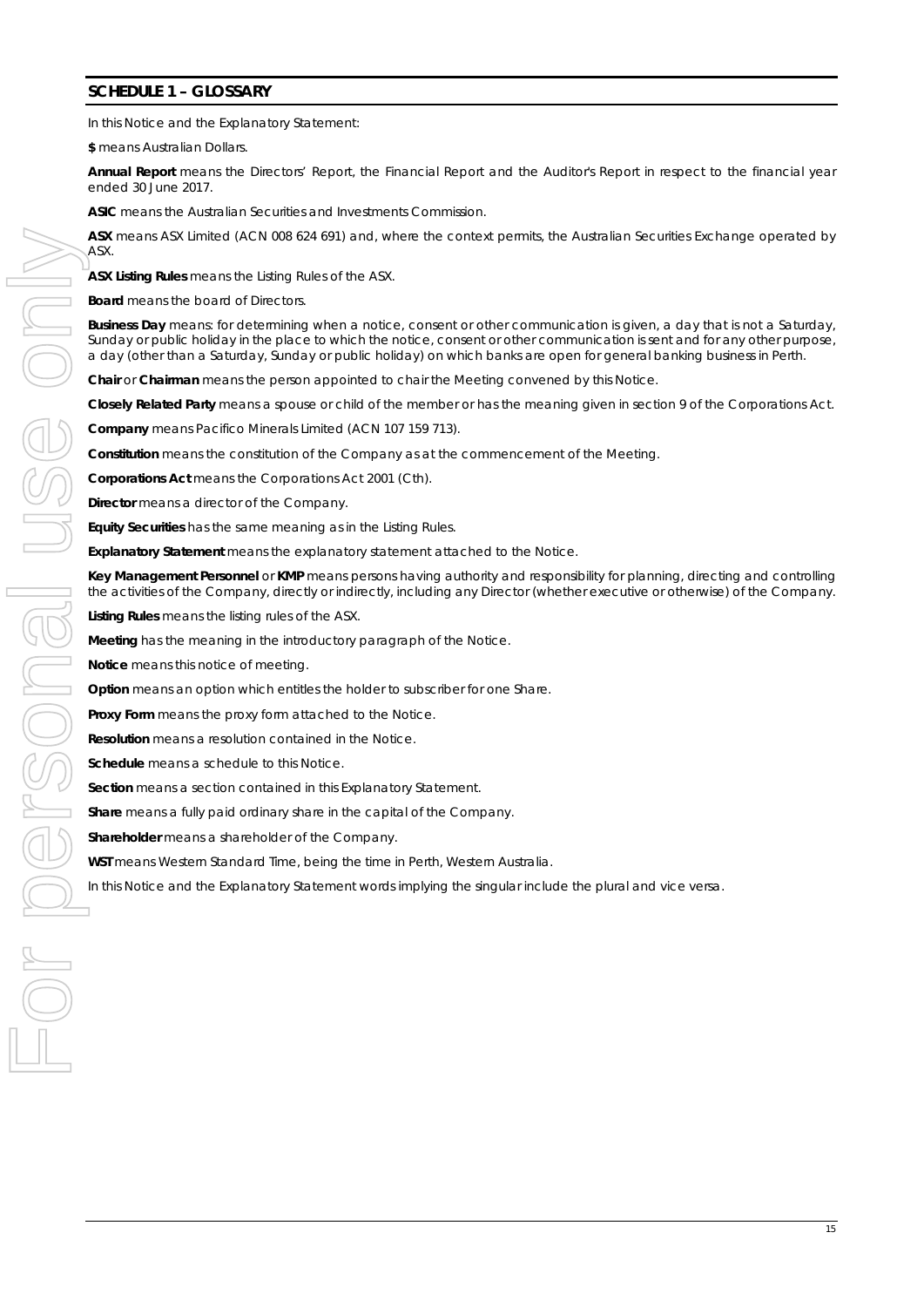## SCHEDULE 1 – GLOSSARY

In this Notice and the Explanatory Statement:

**$** means Australian Dollars.

**Annual Report** means the Directors' Report, the Financial Report and the Auditor's Report in respect to the financial year ended 30 June 2017.

**ASIC** means the Australian Securities and Investments Commission.

**ASX** means ASX Limited (ACN 008 624 691) and, where the context permits, the Australian Securities Exchange operated by ASX.

**ASX Listing Rules** means the Listing Rules of the ASX.

**Board** means the board of Directors.

**Business Day** means: for determining when a notice, consent or other communication is given, a day that is not a Saturday, Sunday or public holiday in the place to which the notice, consent or other communication is sent and for any other purpose, a day (other than a Saturday, Sunday or public holiday) on which banks are open for general banking business in Perth.

**Chair** or **Chairman** means the person appointed to chair the Meeting convened by this Notice.

**Closely Related Party** means a spouse or child of the member or has the meaning given in section 9 of the Corporations Act.

**Company** means Pacifico Minerals Limited (ACN 107 159 713).

**Constitution** means the constitution of the Company as at the commencement of the Meeting.

**Corporations Act** means the Corporations Act 2001 (Cth).

**Director** means a director of the Company.

**Equity Securities** has the same meaning as in the Listing Rules.

**Explanatory Statement** means the explanatory statement attached to the Notice.

**Key Management Personnel** or **KMP** means persons having authority and responsibility for planning, directing and controlling the activities of the Company, directly or indirectly, including any Director (whether executive or otherwise) of the Company.

**Listing Rules** means the listing rules of the ASX.

**Meeting** has the meaning in the introductory paragraph of the Notice.

**Notice** means this notice of meeting.

**Option** means an option which entitles the holder to subscriber for one Share.

**Proxy Form** means the proxy form attached to the Notice.

**Resolution** means a resolution contained in the Notice.

**Schedule** means a schedule to this Notice.

**Section** means a section contained in this Explanatory Statement.

**Share** means a fully paid ordinary share in the capital of the Company.

**Shareholder** means a shareholder of the Company.

**WST** means Western Standard Time, being the time in Perth, Western Australia.

In this Notice and the Explanatory Statement words implying the singular include the plural and vice versa.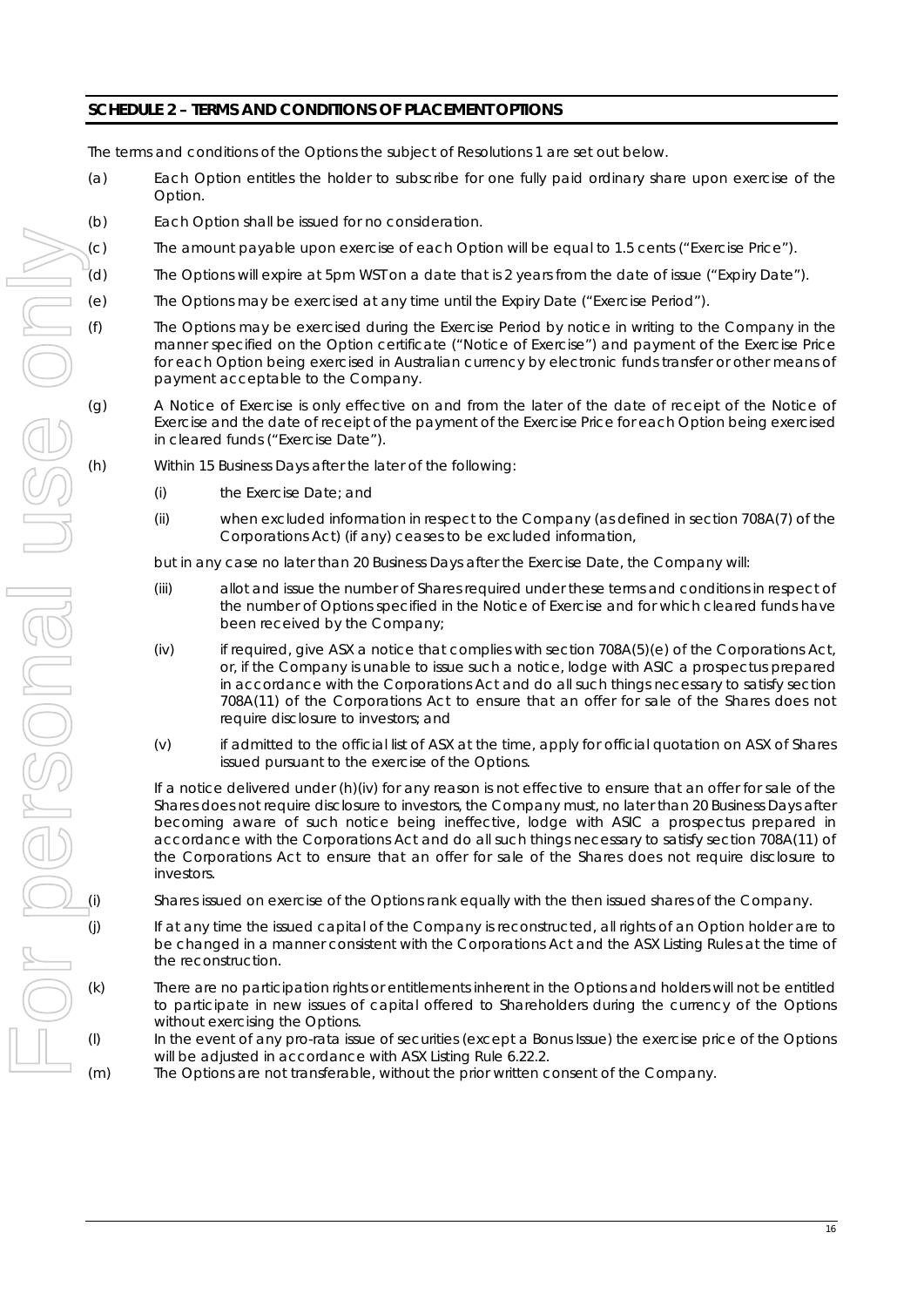## SCHEDULE 2 – TERMS AND CONDITIONS OF PLACEMENT OPTIONS

The terms and conditions of the Options the subject of Resolutions 1 are set out below.

(a) Each Option entitles the holder to subscribe for one fully paid ordinary share upon exercise of the Option.

(b) Each Option shall be issued for no consideration.

(c) The amount payable upon exercise of each Option will be equal to 1.5 cents ("Exercise Price").

(d) The Options will expire at 5pm WST on a date that is 2 years from the date of issue ("Expiry Date").

(e) The Options may be exercised at any time until the Expiry Date ("Exercise Period").

(f) The Options may be exercised during the Exercise Period by notice in writing to the Company in the manner specified on the Option certificate ("Notice of Exercise") and payment of the Exercise Price for each Option being exercised in Australian currency by electronic funds transfer or other means of payment acceptable to the Company.

(g) A Notice of Exercise is only effective on and from the later of the date of receipt of the Notice of Exercise and the date of receipt of the payment of the Exercise Price for each Option being exercised in cleared funds ("Exercise Date").

(h) Within 15 Business Days after the later of the following:

  (i) the Exercise Date; and

  (ii) when excluded information in respect to the Company (as defined in section 708A(7) of the Corporations Act) (if any) ceases to be excluded information,

  but in any case no later than 20 Business Days after the Exercise Date, the Company will:

  (iii) allot and issue the number of Shares required under these terms and conditions in respect of the number of Options specified in the Notice of Exercise and for which cleared funds have been received by the Company;

  (iv) if required, give ASX a notice that complies with section 708A(5)(e) of the Corporations Act, or, if the Company is unable to issue such a notice, lodge with ASIC a prospectus prepared in accordance with the Corporations Act and do all such things necessary to satisfy section 708A(11) of the Corporations Act to ensure that an offer for sale of the Shares does not require disclosure to investors; and

  (v) if admitted to the official list of ASX at the time, apply for official quotation on ASX of Shares issued pursuant to the exercise of the Options.

  If a notice delivered under (h)(iv) for any reason is not effective to ensure that an offer for sale of the Shares does not require disclosure to investors, the Company must, no later than 20 Business Days after becoming aware of such notice being ineffective, lodge with ASIC a prospectus prepared in accordance with the Corporations Act and do all such things necessary to satisfy section 708A(11) of the Corporations Act to ensure that an offer for sale of the Shares does not require disclosure to investors.

(i) Shares issued on exercise of the Options rank equally with the then issued shares of the Company.

(j) If at any time the issued capital of the Company is reconstructed, all rights of an Option holder are to be changed in a manner consistent with the Corporations Act and the ASX Listing Rules at the time of the reconstruction.

(k) There are no participation rights or entitlements inherent in the Options and holders will not be entitled to participate in new issues of capital offered to Shareholders during the currency of the Options without exercising the Options.

(l) In the event of any pro-rata issue of securities (except a Bonus Issue) the exercise price of the Options will be adjusted in accordance with ASX Listing Rule 6.22.2.

(m) The Options are not transferable, without the prior written consent of the Company.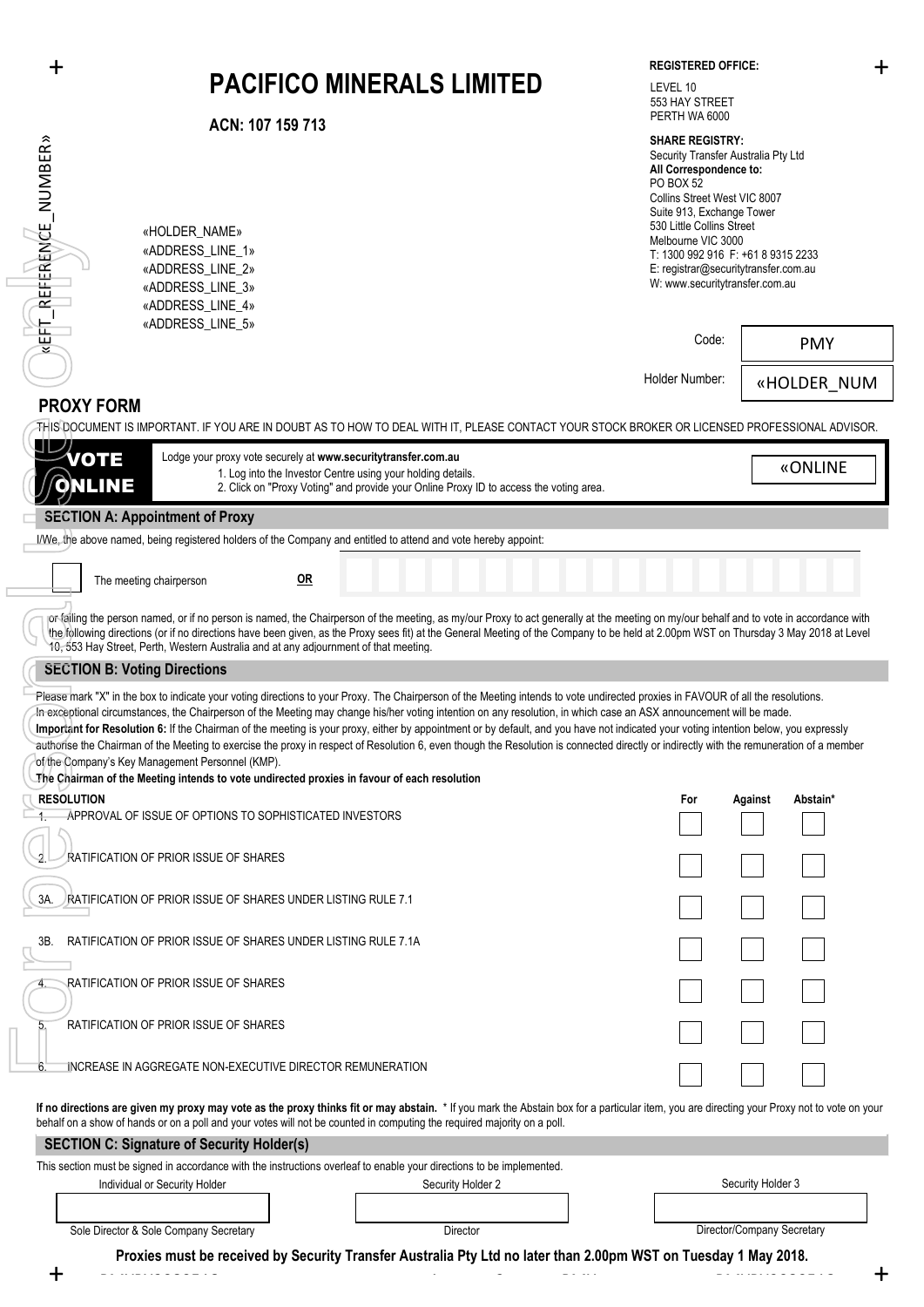# PACIFICO MINERALS LIMITED

**ACN: 107 159 713**

**REGISTERED OFFICE:**
LEVEL 10
553 HAY STREET
PERTH WA 6000

**SHARE REGISTRY:**
Security Transfer Australia Pty Ltd
**All Correspondence to:**
PO BOX 52
Collins Street West VIC 8007
Suite 913, Exchange Tower
530 Little Collins Street
Melbourne VIC 3000
T: 1300 992 916 F: +61 8 9315 2233
E: registrar@securitytransfer.com.au
W: www.securitytransfer.com.au

«EFT_REFERENCE_NUMBER»

«HOLDER_NAME»
«ADDRESS_LINE_1»
«ADDRESS_LINE_2»
«ADDRESS_LINE_3»
«ADDRESS_LINE_4»
«ADDRESS_LINE_5»

Code: PMY

Holder Number: «HOLDER_NUM

## PROXY FORM

THIS DOCUMENT IS IMPORTANT. IF YOU ARE IN DOUBT AS TO HOW TO DEAL WITH IT, PLEASE CONTACT YOUR STOCK BROKER OR LICENSED PROFESSIONAL ADVISOR.

**VOTE ONLINE**

Lodge your proxy vote securely at **www.securitytransfer.com.au**
1. Log into the Investor Centre using your holding details.
2. Click on "Proxy Voting" and provide your Online Proxy ID to access the voting area.

«ONLINE

### SECTION A: Appointment of Proxy

I/We, the above named, being registered holders of the Company and entitled to attend and vote hereby appoint:

☐ The meeting chairperson **OR** ____________________

or failing the person named, or if no person is named, the Chairperson of the meeting, as my/our Proxy to act generally at the meeting on my/our behalf and to vote in accordance with the following directions (or if no directions have been given, as the Proxy sees fit) at the General Meeting of the Company to be held at 2.00pm WST on Thursday 3 May 2018 at Level 10, 553 Hay Street, Perth, Western Australia and at any adjournment of that meeting.

### SECTION B: Voting Directions

Please mark "X" in the box to indicate your voting directions to your Proxy. The Chairperson of the Meeting intends to vote undirected proxies in FAVOUR of all the resolutions.
In exceptional circumstances, the Chairperson of the Meeting may change his/her voting intention on any resolution, in which case an ASX announcement will be made.
**Important for Resolution 6:** If the Chairman of the meeting is your proxy, either by appointment or by default, and you have not indicated your voting intention below, you expressly authorise the Chairman of the Meeting to exercise the proxy in respect of Resolution 6, even though the Resolution is connected directly or indirectly with the remuneration of a member of the Company's Key Management Personnel (KMP).
**The Chairman of the Meeting intends to vote undirected proxies in favour of each resolution**

| RESOLUTION | For | Against | Abstain* |
|---|---|---|---|
| 1. APPROVAL OF ISSUE OF OPTIONS TO SOPHISTICATED INVESTORS | ☐ | ☐ | ☐ |
| 2. RATIFICATION OF PRIOR ISSUE OF SHARES | ☐ | ☐ | ☐ |
| 3A. RATIFICATION OF PRIOR ISSUE OF SHARES UNDER LISTING RULE 7.1 | ☐ | ☐ | ☐ |
| 3B. RATIFICATION OF PRIOR ISSUE OF SHARES UNDER LISTING RULE 7.1A | ☐ | ☐ | ☐ |
| 4. RATIFICATION OF PRIOR ISSUE OF SHARES | ☐ | ☐ | ☐ |
| 5. RATIFICATION OF PRIOR ISSUE OF SHARES | ☐ | ☐ | ☐ |
| 6. INCREASE IN AGGREGATE NON-EXECUTIVE DIRECTOR REMUNERATION | ☐ | ☐ | ☐ |

**If no directions are given my proxy may vote as the proxy thinks fit or may abstain.** * If you mark the Abstain box for a particular item, you are directing your Proxy not to vote on your behalf on a show of hands or on a poll and your votes will not be counted in computing the required majority on a poll.

### SECTION C: Signature of Security Holder(s)

This section must be signed in accordance with the instructions overleaf to enable your directions to be implemented.

| Individual or Security Holder | Security Holder 2 | Security Holder 3 |
|---|---|---|
| | | |
| Sole Director & Sole Company Secretary | Director | Director/Company Secretary |

**Proxies must be received by Security Transfer Australia Pty Ltd no later than 2.00pm WST on Tuesday 1 May 2018.**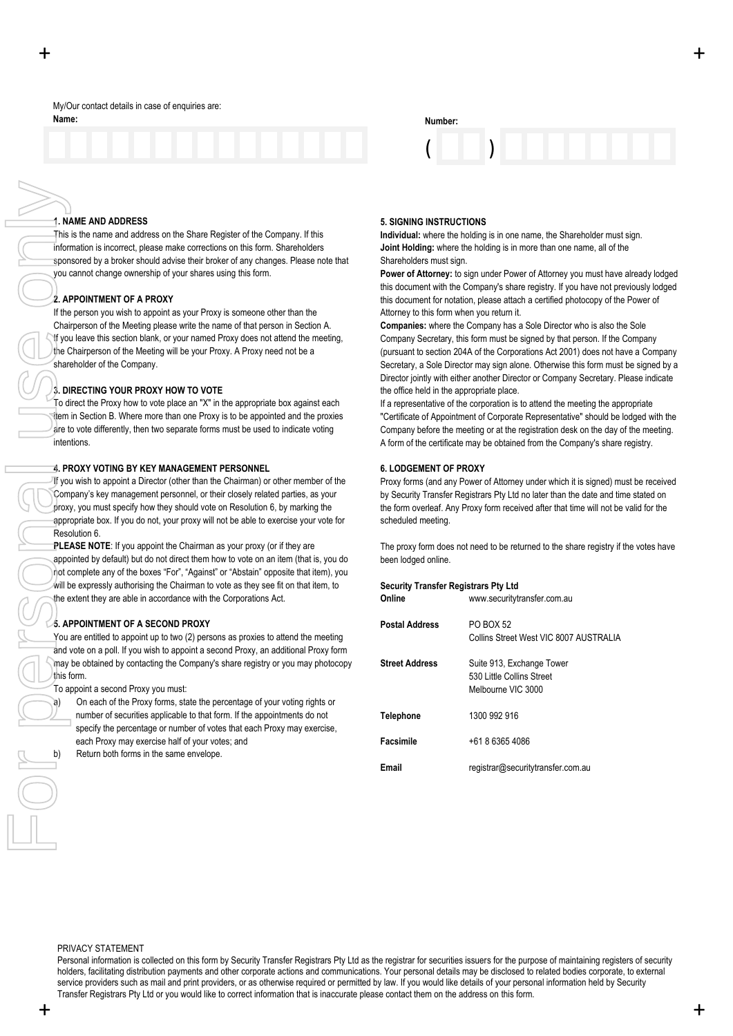My/Our contact details in case of enquiries are:

**Name:**

**Number:**

( )

### 1. NAME AND ADDRESS

This is the name and address on the Share Register of the Company. If this information is incorrect, please make corrections on this form. Shareholders sponsored by a broker should advise their broker of any changes. Please note that you cannot change ownership of your shares using this form.

### 2. APPOINTMENT OF A PROXY

If the person you wish to appoint as your Proxy is someone other than the Chairperson of the Meeting please write the name of that person in Section A. If you leave this section blank, or your named Proxy does not attend the meeting, the Chairperson of the Meeting will be your Proxy. A Proxy need not be a shareholder of the Company.

### 3. DIRECTING YOUR PROXY HOW TO VOTE

To direct the Proxy how to vote place an "X" in the appropriate box against each item in Section B. Where more than one Proxy is to be appointed and the proxies are to vote differently, then two separate forms must be used to indicate voting intentions.

### 4. PROXY VOTING BY KEY MANAGEMENT PERSONNEL

If you wish to appoint a Director (other than the Chairman) or other member of the Company's key management personnel, or their closely related parties, as your proxy, you must specify how they should vote on Resolution 6, by marking the appropriate box. If you do not, your proxy will not be able to exercise your vote for Resolution 6.

**PLEASE NOTE**: If you appoint the Chairman as your proxy (or if they are appointed by default) but do not direct them how to vote on an item (that is, you do not complete any of the boxes "For", "Against" or "Abstain" opposite that item), you will be expressly authorising the Chairman to vote as they see fit on that item, to the extent they are able in accordance with the Corporations Act.

### 5. APPOINTMENT OF A SECOND PROXY

You are entitled to appoint up to two (2) persons as proxies to attend the meeting and vote on a poll. If you wish to appoint a second Proxy, an additional Proxy form may be obtained by contacting the Company's share registry or you may photocopy this form.

To appoint a second Proxy you must:

a) On each of the Proxy forms, state the percentage of your voting rights or number of securities applicable to that form. If the appointments do not specify the percentage or number of votes that each Proxy may exercise, each Proxy may exercise half of your votes; and

b) Return both forms in the same envelope.

### 5. SIGNING INSTRUCTIONS

**Individual:** where the holding is in one name, the Shareholder must sign.

**Joint Holding:** where the holding is in more than one name, all of the Shareholders must sign.

**Power of Attorney:** to sign under Power of Attorney you must have already lodged this document with the Company's share registry. If you have not previously lodged this document for notation, please attach a certified photocopy of the Power of Attorney to this form when you return it.

**Companies:** where the Company has a Sole Director who is also the Sole Company Secretary, this form must be signed by that person. If the Company (pursuant to section 204A of the Corporations Act 2001) does not have a Company Secretary, a Sole Director may sign alone. Otherwise this form must be signed by a Director jointly with either another Director or Company Secretary. Please indicate the office held in the appropriate place.

If a representative of the corporation is to attend the meeting the appropriate "Certificate of Appointment of Corporate Representative" should be lodged with the Company before the meeting or at the registration desk on the day of the meeting. A form of the certificate may be obtained from the Company's share registry.

### 6. LODGEMENT OF PROXY

Proxy forms (and any Power of Attorney under which it is signed) must be received by Security Transfer Registrars Pty Ltd no later than the date and time stated on the form overleaf. Any Proxy form received after that time will not be valid for the scheduled meeting.

The proxy form does not need to be returned to the share registry if the votes have been lodged online.

**Security Transfer Registrars Pty Ltd**

| | |
|---|---|
| **Online** | www.securitytransfer.com.au |
| **Postal Address** | PO BOX 52<br>Collins Street West VIC 8007 AUSTRALIA |
| **Street Address** | Suite 913, Exchange Tower<br>530 Little Collins Street<br>Melbourne VIC 3000 |
| **Telephone** | 1300 992 916 |
| **Facsimile** | +61 8 6365 4086 |
| **Email** | registrar@securitytransfer.com.au |

PRIVACY STATEMENT

Personal information is collected on this form by Security Transfer Registrars Pty Ltd as the registrar for securities issuers for the purpose of maintaining registers of security holders, facilitating distribution payments and other corporate actions and communications. Your personal details may be disclosed to related bodies corporate, to external service providers such as mail and print providers, or as otherwise required or permitted by law. If you would like details of your personal information held by Security Transfer Registrars Pty Ltd or you would like to correct information that is inaccurate please contact them on the address on this form.